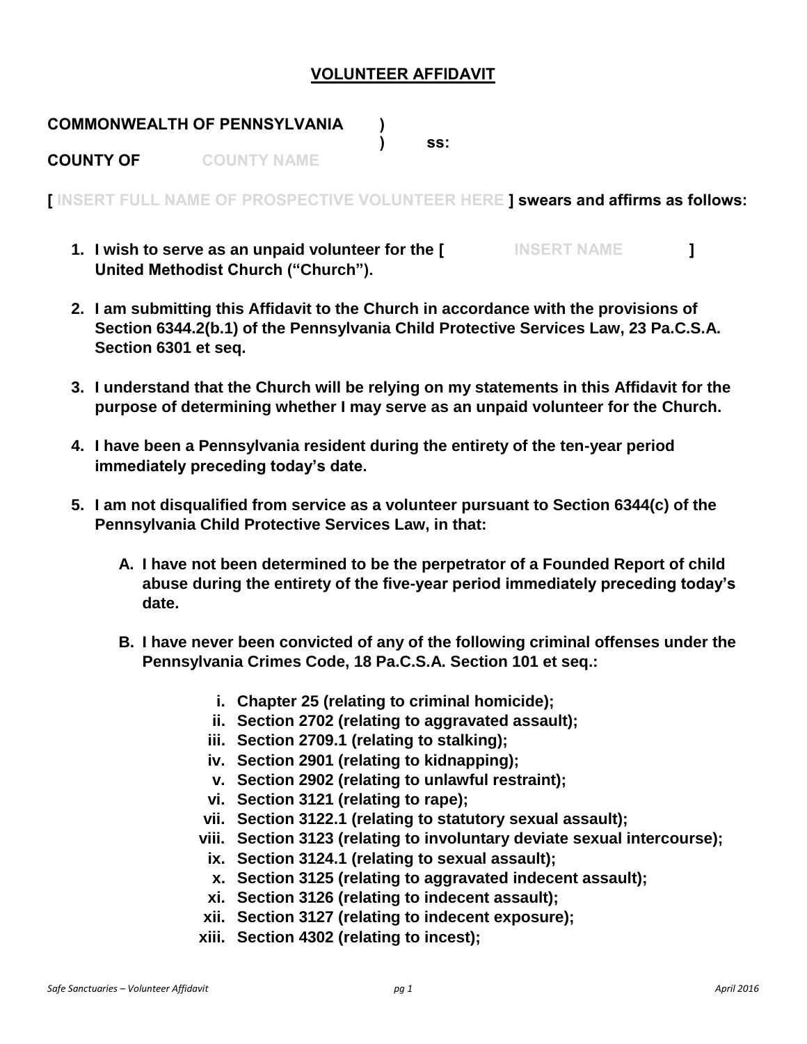# **VOLUNTEER AFFIDAVIT**

**COMMONWEALTH OF PENNSYLVANIA )**
**) ss:**
**COUNTY OF** COUNTY NAME

**[** INSERT FULL NAME OF PROSPECTIVE VOLUNTEER HERE **] swears and affirms as follows:**

1. **I wish to serve as an unpaid volunteer for the [** INSERT NAME **] United Methodist Church ("Church").**

2. **I am submitting this Affidavit to the Church in accordance with the provisions of Section 6344.2(b.1) of the Pennsylvania Child Protective Services Law, 23 Pa.C.S.A. Section 6301 et seq.**

3. **I understand that the Church will be relying on my statements in this Affidavit for the purpose of determining whether I may serve as an unpaid volunteer for the Church.**

4. **I have been a Pennsylvania resident during the entirety of the ten-year period immediately preceding today's date.**

5. **I am not disqualified from service as a volunteer pursuant to Section 6344(c) of the Pennsylvania Child Protective Services Law, in that:**

   A. **I have not been determined to be the perpetrator of a Founded Report of child abuse during the entirety of the five-year period immediately preceding today's date.**

   B. **I have never been convicted of any of the following criminal offenses under the Pennsylvania Crimes Code, 18 Pa.C.S.A. Section 101 et seq.:**

      i. **Chapter 25 (relating to criminal homicide);**
      ii. **Section 2702 (relating to aggravated assault);**
      iii. **Section 2709.1 (relating to stalking);**
      iv. **Section 2901 (relating to kidnapping);**
      v. **Section 2902 (relating to unlawful restraint);**
      vi. **Section 3121 (relating to rape);**
      vii. **Section 3122.1 (relating to statutory sexual assault);**
      viii. **Section 3123 (relating to involuntary deviate sexual intercourse);**
      ix. **Section 3124.1 (relating to sexual assault);**
      x. **Section 3125 (relating to aggravated indecent assault);**
      xi. **Section 3126 (relating to indecent assault);**
      xii. **Section 3127 (relating to indecent exposure);**
      xiii. **Section 4302 (relating to incest);**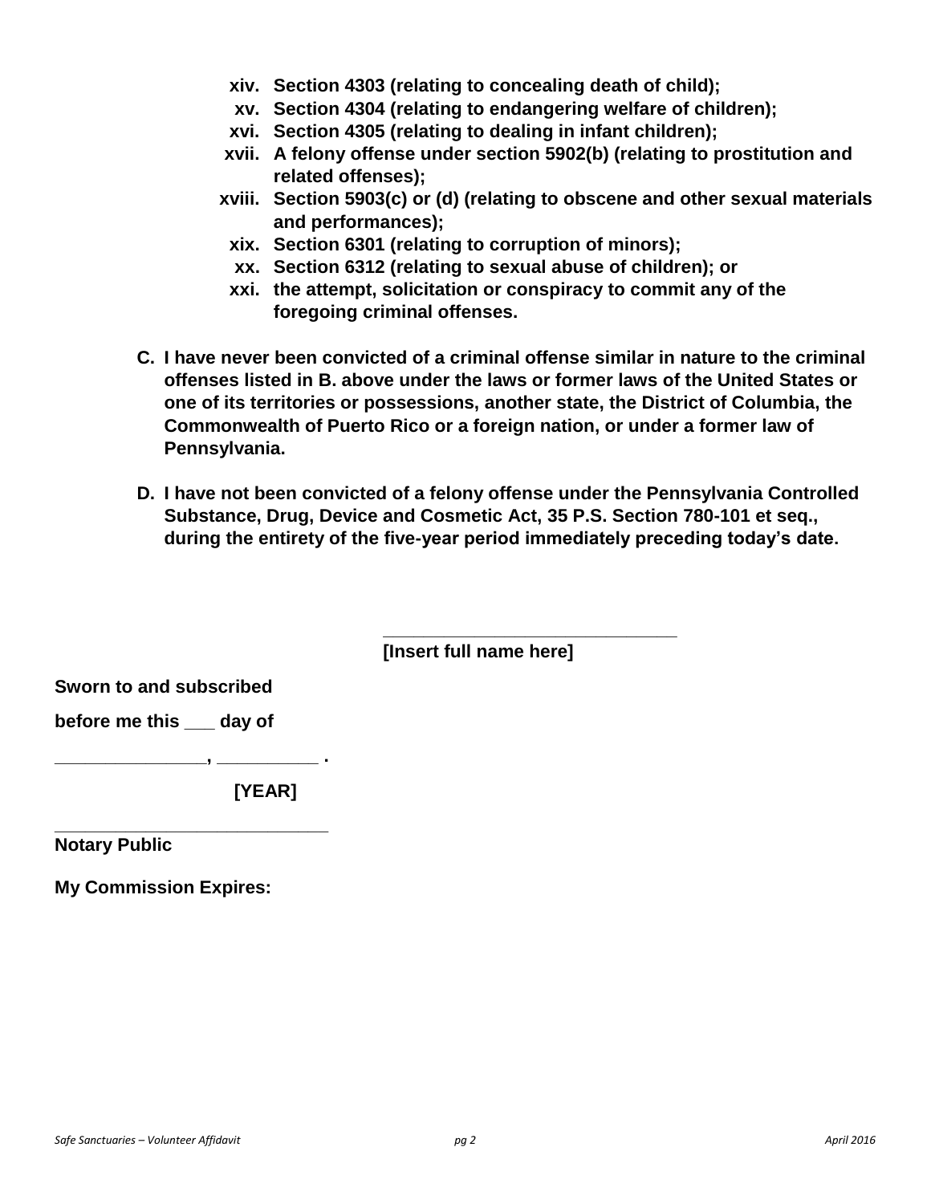- xiv. **Section 4303 (relating to concealing death of child);**
- xv. **Section 4304 (relating to endangering welfare of children);**
- xvi. **Section 4305 (relating to dealing in infant children);**
- xvii. **A felony offense under section 5902(b) (relating to prostitution and related offenses);**
- xviii. **Section 5903(c) or (d) (relating to obscene and other sexual materials and performances);**
- xix. **Section 6301 (relating to corruption of minors);**
- xx. **Section 6312 (relating to sexual abuse of children); or**
- xxi. **the attempt, solicitation or conspiracy to commit any of the foregoing criminal offenses.**

**C. I have never been convicted of a criminal offense similar in nature to the criminal offenses listed in B. above under the laws or former laws of the United States or one of its territories or possessions, another state, the District of Columbia, the Commonwealth of Puerto Rico or a foreign nation, or under a former law of Pennsylvania.**

**D. I have not been convicted of a felony offense under the Pennsylvania Controlled Substance, Drug, Device and Cosmetic Act, 35 P.S. Section 780-101 et seq., during the entirety of the five-year period immediately preceding today's date.**

______________________________
**[Insert full name here]**

**Sworn to and subscribed**

**before me this ___ day of**

**_______________, __________ .**

**[YEAR]**

____________________________
**Notary Public**

**My Commission Expires:**